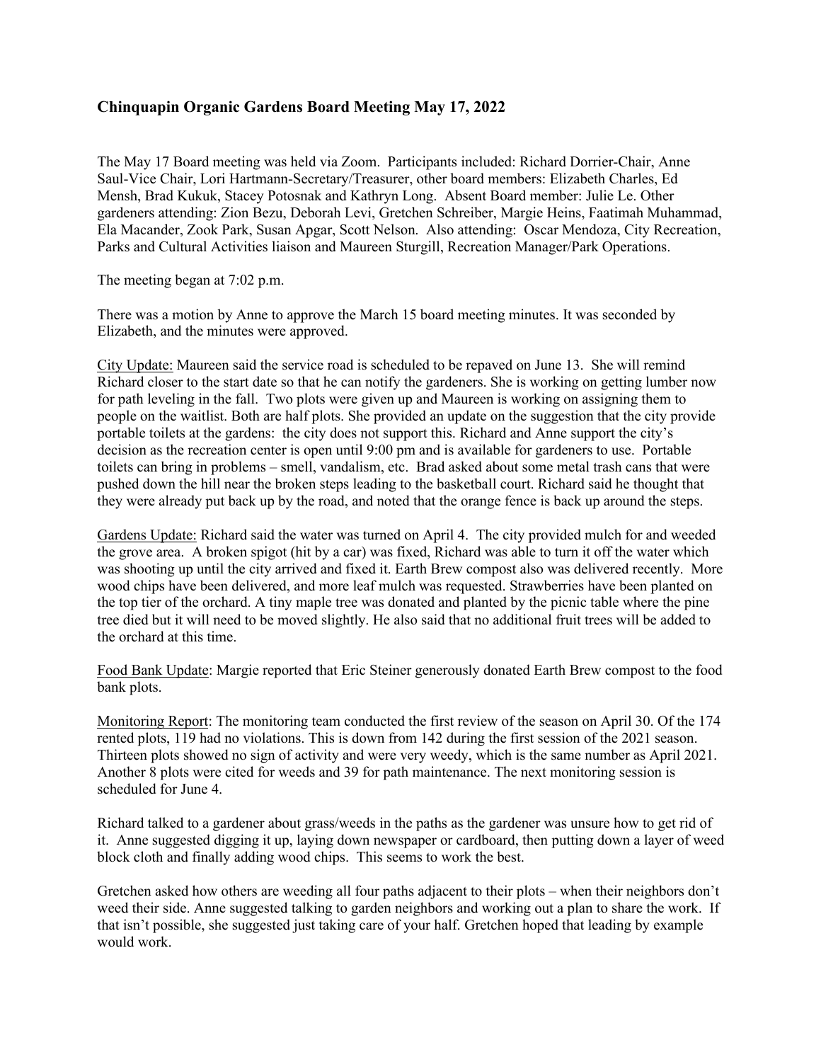## Chinquapin Organic Gardens Board Meeting May 17, 2022

The May 17 Board meeting was held via Zoom. Participants included: Richard Dorrier-Chair, Anne Saul-Vice Chair, Lori Hartmann-Secretary/Treasurer, other board members: Elizabeth Charles, Ed Mensh, Brad Kukuk, Stacey Potosnak and Kathryn Long. Absent Board member: Julie Le. Other gardeners attending: Zion Bezu, Deborah Levi, Gretchen Schreiber, Margie Heins, Faatimah Muhammad, Ela Macander, Zook Park, Susan Apgar, Scott Nelson. Also attending: Oscar Mendoza, City Recreation, Parks and Cultural Activities liaison and Maureen Sturgill, Recreation Manager/Park Operations.

The meeting began at 7:02 p.m.

There was a motion by Anne to approve the March 15 board meeting minutes. It was seconded by Elizabeth, and the minutes were approved.

City Update: Maureen said the service road is scheduled to be repaved on June 13. She will remind Richard closer to the start date so that he can notify the gardeners. She is working on getting lumber now for path leveling in the fall. Two plots were given up and Maureen is working on assigning them to people on the waitlist. Both are half plots. She provided an update on the suggestion that the city provide portable toilets at the gardens: the city does not support this. Richard and Anne support the city's decision as the recreation center is open until 9:00 pm and is available for gardeners to use. Portable toilets can bring in problems – smell, vandalism, etc. Brad asked about some metal trash cans that were pushed down the hill near the broken steps leading to the basketball court. Richard said he thought that they were already put back up by the road, and noted that the orange fence is back up around the steps.

Gardens Update: Richard said the water was turned on April 4. The city provided mulch for and weeded the grove area. A broken spigot (hit by a car) was fixed, Richard was able to turn it off the water which was shooting up until the city arrived and fixed it. Earth Brew compost also was delivered recently. More wood chips have been delivered, and more leaf mulch was requested. Strawberries have been planted on the top tier of the orchard. A tiny maple tree was donated and planted by the picnic table where the pine tree died but it will need to be moved slightly. He also said that no additional fruit trees will be added to the orchard at this time.

Food Bank Update: Margie reported that Eric Steiner generously donated Earth Brew compost to the food bank plots.

Monitoring Report: The monitoring team conducted the first review of the season on April 30. Of the 174 rented plots, 119 had no violations. This is down from 142 during the first session of the 2021 season. Thirteen plots showed no sign of activity and were very weedy, which is the same number as April 2021. Another 8 plots were cited for weeds and 39 for path maintenance. The next monitoring session is scheduled for June 4.

Richard talked to a gardener about grass/weeds in the paths as the gardener was unsure how to get rid of it. Anne suggested digging it up, laying down newspaper or cardboard, then putting down a layer of weed block cloth and finally adding wood chips. This seems to work the best.

Gretchen asked how others are weeding all four paths adjacent to their plots – when their neighbors don't weed their side. Anne suggested talking to garden neighbors and working out a plan to share the work. If that isn't possible, she suggested just taking care of your half. Gretchen hoped that leading by example would work.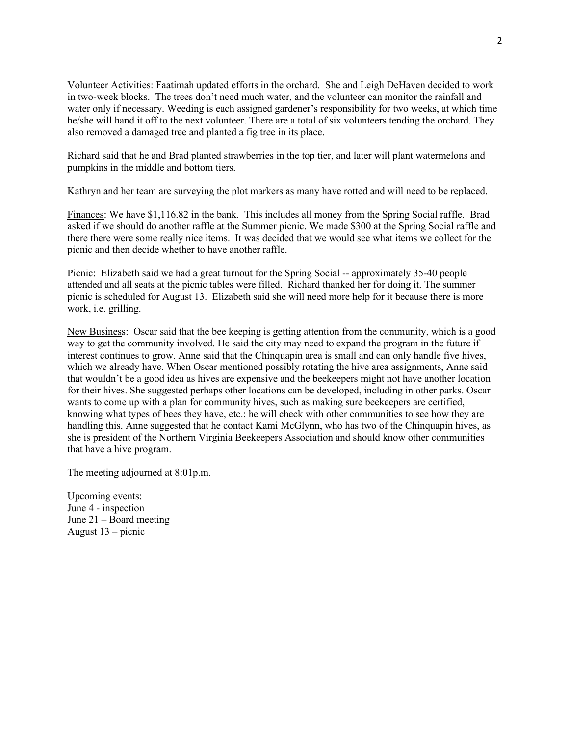Volunteer Activities: Faatimah updated efforts in the orchard. She and Leigh DeHaven decided to work in two-week blocks. The trees don't need much water, and the volunteer can monitor the rainfall and water only if necessary. Weeding is each assigned gardener's responsibility for two weeks, at which time he/she will hand it off to the next volunteer. There are a total of six volunteers tending the orchard. They also removed a damaged tree and planted a fig tree in its place.

Richard said that he and Brad planted strawberries in the top tier, and later will plant watermelons and pumpkins in the middle and bottom tiers.

Kathryn and her team are surveying the plot markers as many have rotted and will need to be replaced.

Finances: We have $1,116.82 in the bank. This includes all money from the Spring Social raffle. Brad asked if we should do another raffle at the Summer picnic. We made $300 at the Spring Social raffle and there there were some really nice items. It was decided that we would see what items we collect for the picnic and then decide whether to have another raffle.

Picnic: Elizabeth said we had a great turnout for the Spring Social -- approximately 35-40 people attended and all seats at the picnic tables were filled. Richard thanked her for doing it. The summer picnic is scheduled for August 13. Elizabeth said she will need more help for it because there is more work, i.e. grilling.

New Business: Oscar said that the bee keeping is getting attention from the community, which is a good way to get the community involved. He said the city may need to expand the program in the future if interest continues to grow. Anne said that the Chinquapin area is small and can only handle five hives, which we already have. When Oscar mentioned possibly rotating the hive area assignments, Anne said that wouldn't be a good idea as hives are expensive and the beekeepers might not have another location for their hives. She suggested perhaps other locations can be developed, including in other parks. Oscar wants to come up with a plan for community hives, such as making sure beekeepers are certified, knowing what types of bees they have, etc.; he will check with other communities to see how they are handling this. Anne suggested that he contact Kami McGlynn, who has two of the Chinquapin hives, as she is president of the Northern Virginia Beekeepers Association and should know other communities that have a hive program.

The meeting adjourned at 8:01p.m.

Upcoming events:
June 4 - inspection
June 21 – Board meeting
August 13 – picnic